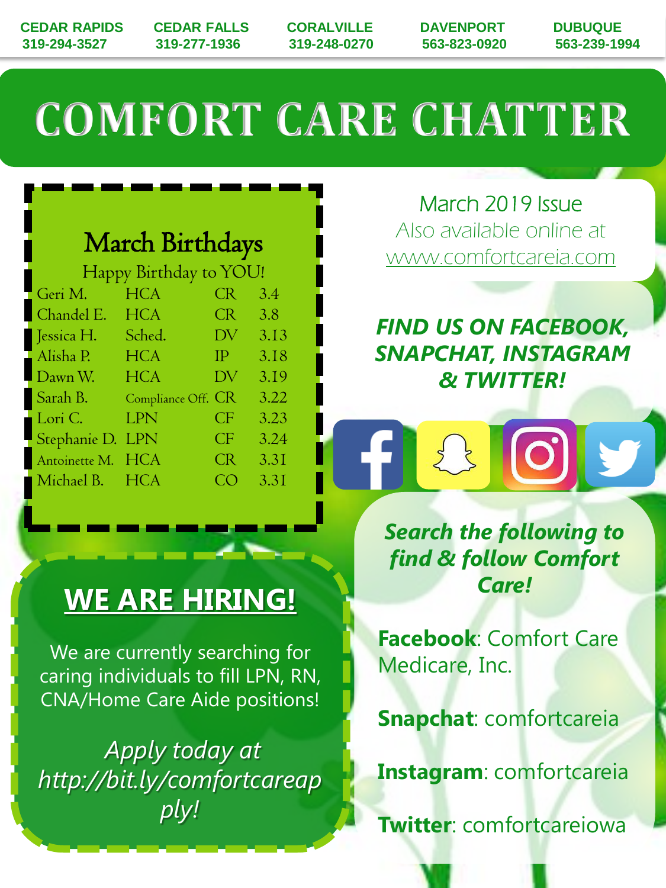CEDAR RAPIDS 319-294-3527 | CEDAR FALLS 319-277-1936 | CORALVILLE 319-248-0270 | DAVENPORT 563-823-0920 | DUBUQUE 563-239-1994

# COMFORT CARE CHATTER

## March Birthdays

Happy Birthday to YOU!

| | | | |
|---|---|---|---|
| Geri M. | HCA | CR | 3.4 |
| Chandel E. | HCA | CR | 3.8 |
| Jessica H. | Sched. | DV | 3.13 |
| Alisha P. | HCA | IP | 3.18 |
| Dawn W. | HCA | DV | 3.19 |
| Sarah B. | Compliance Off. | CR | 3.22 |
| Lori C. | LPN | CF | 3.23 |
| Stephanie D. | LPN | CF | 3.24 |
| Antoinette M. | HCA | CR | 3.31 |
| Michael B. | HCA | CO | 3.31 |

## WE ARE HIRING!

We are currently searching for caring individuals to fill LPN, RN, CNA/Home Care Aide positions!

*Apply today at http://bit.ly/comfortcareapply!*

March 2019 Issue
Also available online at
www.comfortcareia.com

***FIND US ON FACEBOOK, SNAPCHAT, INSTAGRAM & TWITTER!***

***Search the following to find & follow Comfort Care!***

**Facebook**: Comfort Care Medicare, Inc.

**Snapchat**: comfortcareia

**Instagram**: comfortcareia

**Twitter**: comfortcareiowa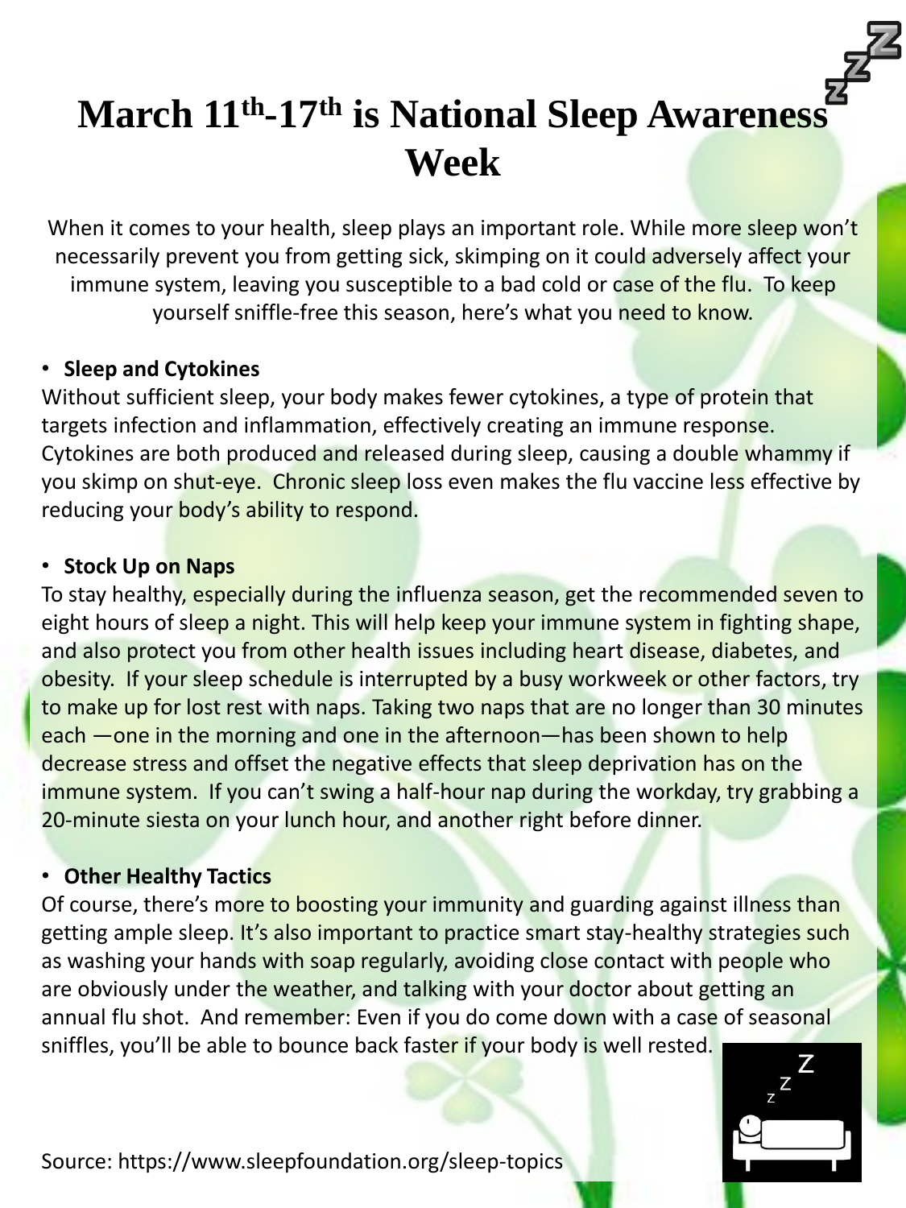# March 11$^{th}$-17$^{th}$ is National Sleep Awareness Week

When it comes to your health, sleep plays an important role. While more sleep won't necessarily prevent you from getting sick, skimping on it could adversely affect your immune system, leaving you susceptible to a bad cold or case of the flu. To keep yourself sniffle-free this season, here's what you need to know.

- **Sleep and Cytokines**

Without sufficient sleep, your body makes fewer cytokines, a type of protein that targets infection and inflammation, effectively creating an immune response. Cytokines are both produced and released during sleep, causing a double whammy if you skimp on shut-eye. Chronic sleep loss even makes the flu vaccine less effective by reducing your body's ability to respond.

- **Stock Up on Naps**

To stay healthy, especially during the influenza season, get the recommended seven to eight hours of sleep a night. This will help keep your immune system in fighting shape, and also protect you from other health issues including heart disease, diabetes, and obesity. If your sleep schedule is interrupted by a busy workweek or other factors, try to make up for lost rest with naps. Taking two naps that are no longer than 30 minutes each —one in the morning and one in the afternoon—has been shown to help decrease stress and offset the negative effects that sleep deprivation has on the immune system. If you can't swing a half-hour nap during the workday, try grabbing a 20-minute siesta on your lunch hour, and another right before dinner.

- **Other Healthy Tactics**

Of course, there's more to boosting your immunity and guarding against illness than getting ample sleep. It's also important to practice smart stay-healthy strategies such as washing your hands with soap regularly, avoiding close contact with people who are obviously under the weather, and talking with your doctor about getting an annual flu shot. And remember: Even if you do come down with a case of seasonal sniffles, you'll be able to bounce back faster if your body is well rested.

Source: https://www.sleepfoundation.org/sleep-topics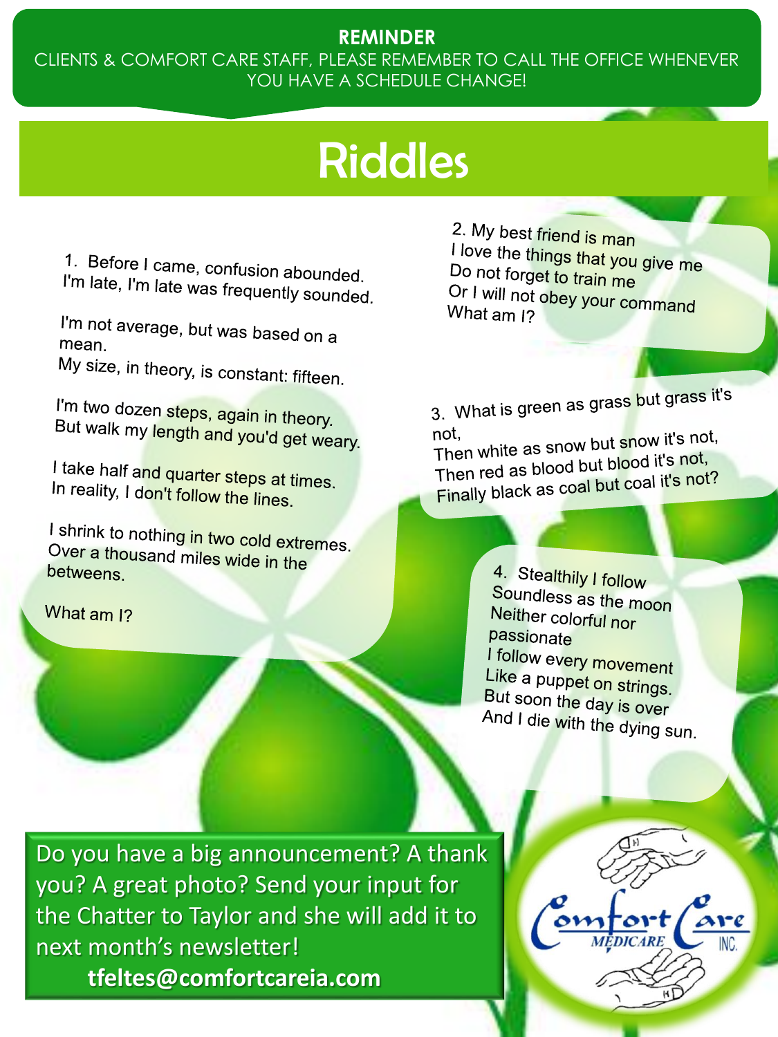**REMINDER**

CLIENTS & COMFORT CARE STAFF, PLEASE REMEMBER TO CALL THE OFFICE WHENEVER YOU HAVE A SCHEDULE CHANGE!

# Riddles

1. Before I came, confusion abounded.
I'm late, I'm late was frequently sounded.

I'm not average, but was based on a mean.
My size, in theory, is constant: fifteen.

I'm two dozen steps, again in theory.
But walk my length and you'd get weary.

I take half and quarter steps at times.
In reality, I don't follow the lines.

I shrink to nothing in two cold extremes.
Over a thousand miles wide in the betweens.

What am I?

2. My best friend is man
I love the things that you give me
Do not forget to train me
Or I will not obey your command
What am I?

3. What is green as grass but grass it's not,
Then white as snow but snow it's not,
Then red as blood but blood it's not,
Finally black as coal but coal it's not?

4. Stealthily I follow
Soundless as the moon
Neither colorful nor passionate
I follow every movement
Like a puppet on strings.
But soon the day is over
And I die with the dying sun.

Do you have a big announcement? A thank you? A great photo? Send your input for the Chatter to Taylor and she will add it to next month's newsletter!

**tfeltes@comfortcareia.com**

Comfort Care MEDICARE INC.